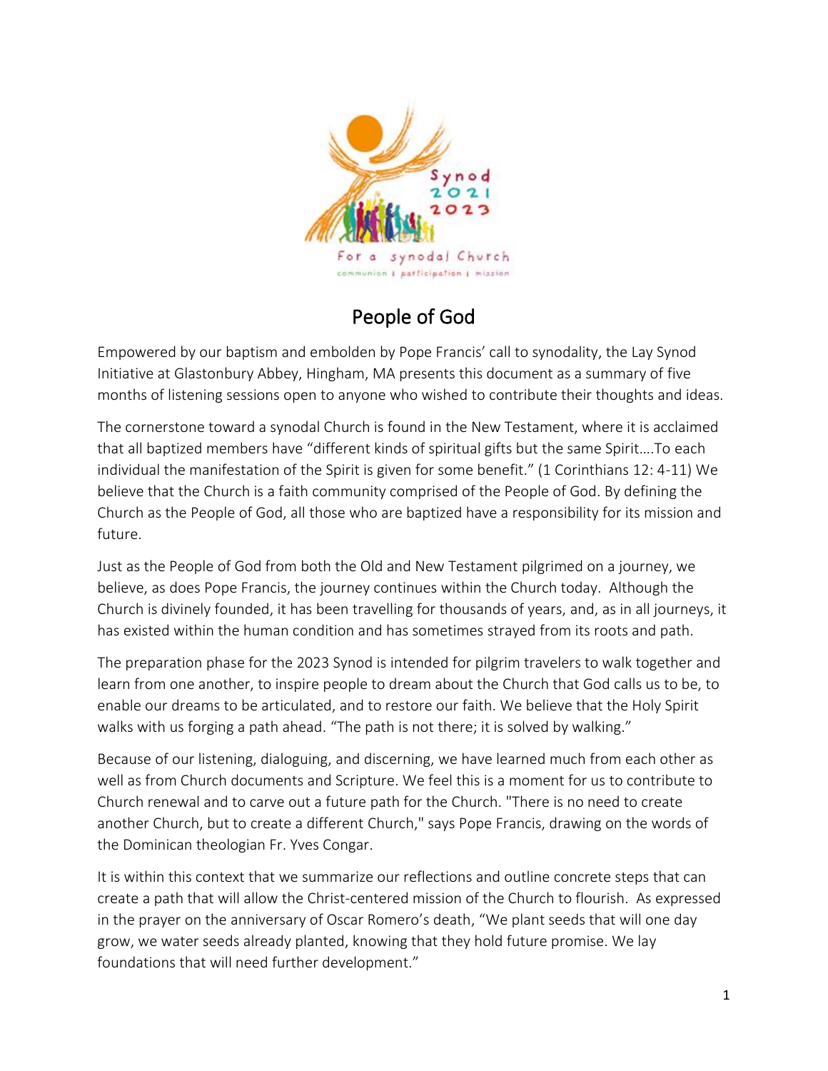# People of God

Empowered by our baptism and embolden by Pope Francis' call to synodality, the Lay Synod Initiative at Glastonbury Abbey, Hingham, MA presents this document as a summary of five months of listening sessions open to anyone who wished to contribute their thoughts and ideas.

The cornerstone toward a synodal Church is found in the New Testament, where it is acclaimed that all baptized members have "different kinds of spiritual gifts but the same Spirit….To each individual the manifestation of the Spirit is given for some benefit." (1 Corinthians 12: 4-11) We believe that the Church is a faith community comprised of the People of God. By defining the Church as the People of God, all those who are baptized have a responsibility for its mission and future.

Just as the People of God from both the Old and New Testament pilgrimed on a journey, we believe, as does Pope Francis, the journey continues within the Church today. Although the Church is divinely founded, it has been travelling for thousands of years, and, as in all journeys, it has existed within the human condition and has sometimes strayed from its roots and path.

The preparation phase for the 2023 Synod is intended for pilgrim travelers to walk together and learn from one another, to inspire people to dream about the Church that God calls us to be, to enable our dreams to be articulated, and to restore our faith. We believe that the Holy Spirit walks with us forging a path ahead. "The path is not there; it is solved by walking."

Because of our listening, dialoguing, and discerning, we have learned much from each other as well as from Church documents and Scripture. We feel this is a moment for us to contribute to Church renewal and to carve out a future path for the Church. "There is no need to create another Church, but to create a different Church," says Pope Francis, drawing on the words of the Dominican theologian Fr. Yves Congar.

It is within this context that we summarize our reflections and outline concrete steps that can create a path that will allow the Christ-centered mission of the Church to flourish. As expressed in the prayer on the anniversary of Oscar Romero's death, "We plant seeds that will one day grow, we water seeds already planted, knowing that they hold future promise. We lay foundations that will need further development."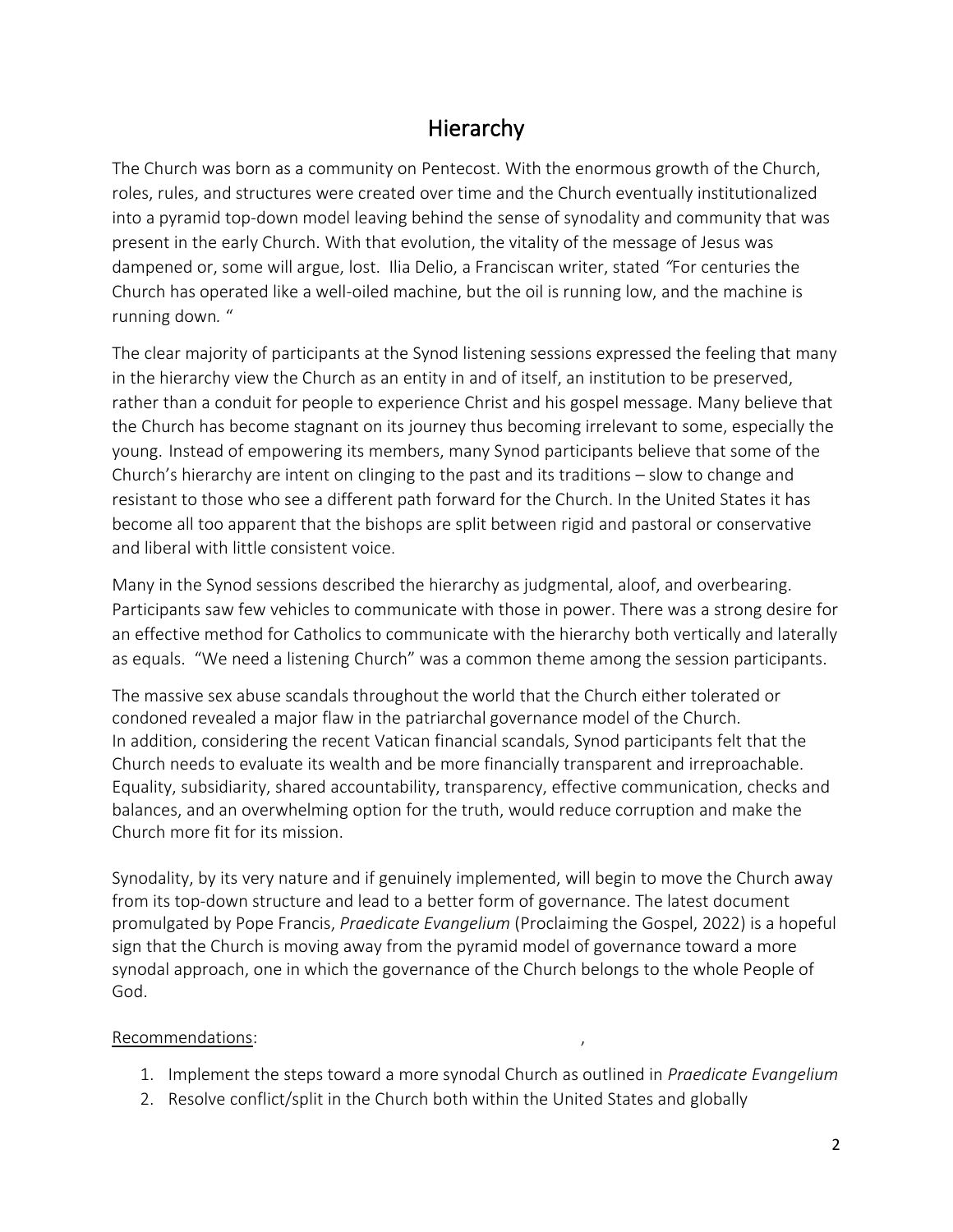# Hierarchy

The Church was born as a community on Pentecost. With the enormous growth of the Church, roles, rules, and structures were created over time and the Church eventually institutionalized into a pyramid top-down model leaving behind the sense of synodality and community that was present in the early Church. With that evolution, the vitality of the message of Jesus was dampened or, some will argue, lost. Ilia Delio, a Franciscan writer, stated *"For centuries the Church has operated like a well-oiled machine, but the oil is running low, and the machine is running down.* "

The clear majority of participants at the Synod listening sessions expressed the feeling that many in the hierarchy view the Church as an entity in and of itself, an institution to be preserved, rather than a conduit for people to experience Christ and his gospel message. Many believe that the Church has become stagnant on its journey thus becoming irrelevant to some, especially the young. Instead of empowering its members, many Synod participants believe that some of the Church's hierarchy are intent on clinging to the past and its traditions – slow to change and resistant to those who see a different path forward for the Church. In the United States it has become all too apparent that the bishops are split between rigid and pastoral or conservative and liberal with little consistent voice.

Many in the Synod sessions described the hierarchy as judgmental, aloof, and overbearing. Participants saw few vehicles to communicate with those in power. There was a strong desire for an effective method for Catholics to communicate with the hierarchy both vertically and laterally as equals. "We need a listening Church" was a common theme among the session participants.

The massive sex abuse scandals throughout the world that the Church either tolerated or condoned revealed a major flaw in the patriarchal governance model of the Church. In addition, considering the recent Vatican financial scandals, Synod participants felt that the Church needs to evaluate its wealth and be more financially transparent and irreproachable. Equality, subsidiarity, shared accountability, transparency, effective communication, checks and balances, and an overwhelming option for the truth, would reduce corruption and make the Church more fit for its mission.

Synodality, by its very nature and if genuinely implemented, will begin to move the Church away from its top-down structure and lead to a better form of governance. The latest document promulgated by Pope Francis, *Praedicate Evangelium* (Proclaiming the Gospel, 2022) is a hopeful sign that the Church is moving away from the pyramid model of governance toward a more synodal approach, one in which the governance of the Church belongs to the whole People of God.

Recommendations:

1. Implement the steps toward a more synodal Church as outlined in *Praedicate Evangelium*
2. Resolve conflict/split in the Church both within the United States and globally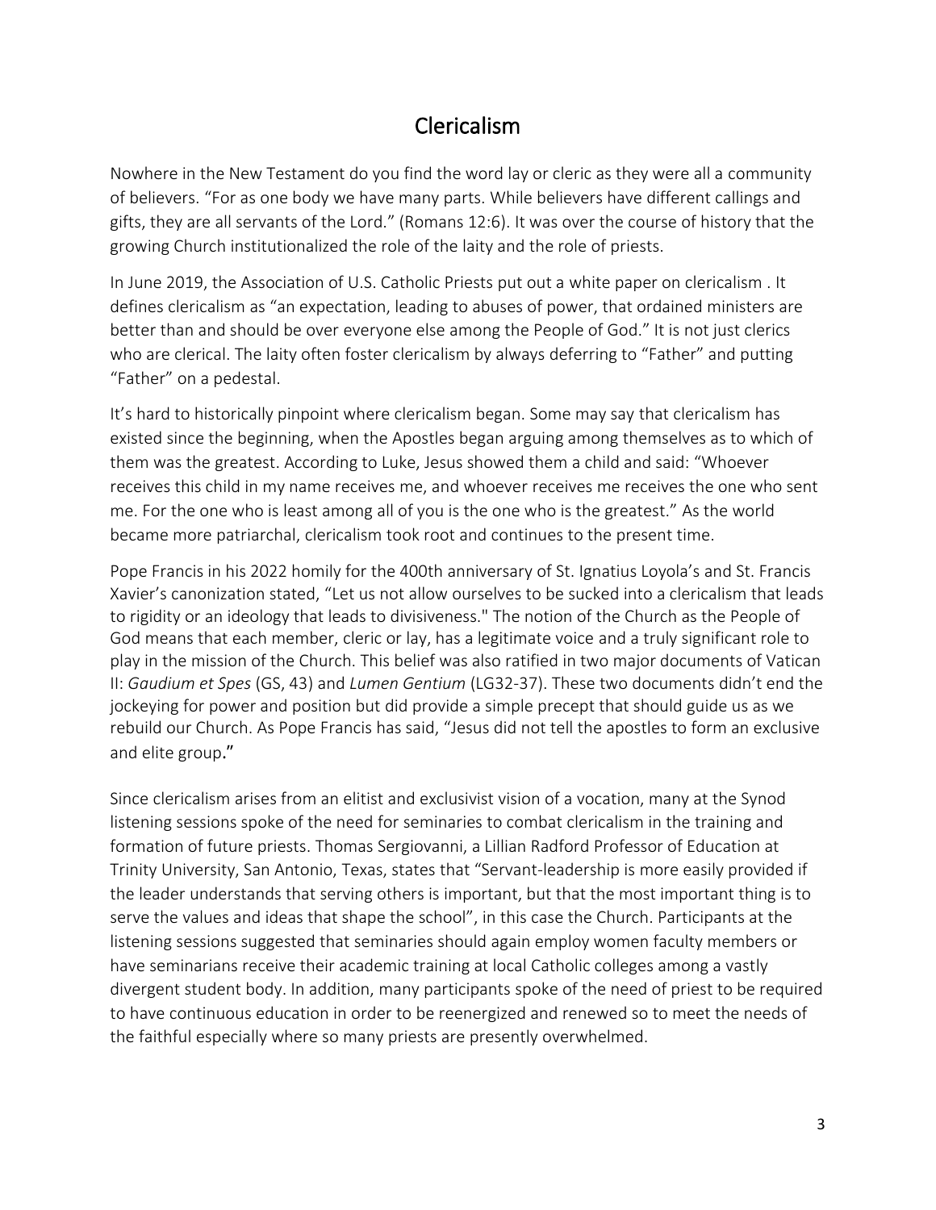# Clericalism

Nowhere in the New Testament do you find the word lay or cleric as they were all a community of believers. “For as one body we have many parts. While believers have different callings and gifts, they are all servants of the Lord.” (Romans 12:6). It was over the course of history that the growing Church institutionalized the role of the laity and the role of priests.

In June 2019, the Association of U.S. Catholic Priests put out a white paper on clericalism . It defines clericalism as “an expectation, leading to abuses of power, that ordained ministers are better than and should be over everyone else among the People of God.” It is not just clerics who are clerical. The laity often foster clericalism by always deferring to “Father” and putting “Father” on a pedestal.

It’s hard to historically pinpoint where clericalism began. Some may say that clericalism has existed since the beginning, when the Apostles began arguing among themselves as to which of them was the greatest. According to Luke, Jesus showed them a child and said: “Whoever receives this child in my name receives me, and whoever receives me receives the one who sent me. For the one who is least among all of you is the one who is the greatest.” As the world became more patriarchal, clericalism took root and continues to the present time.

Pope Francis in his 2022 homily for the 400th anniversary of St. Ignatius Loyola’s and St. Francis Xavier’s canonization stated, “Let us not allow ourselves to be sucked into a clericalism that leads to rigidity or an ideology that leads to divisiveness." The notion of the Church as the People of God means that each member, cleric or lay, has a legitimate voice and a truly significant role to play in the mission of the Church. This belief was also ratified in two major documents of Vatican II: *Gaudium et Spes* (GS, 43) and *Lumen Gentium* (LG32-37). These two documents didn’t end the jockeying for power and position but did provide a simple precept that should guide us as we rebuild our Church. As Pope Francis has said, “Jesus did not tell the apostles to form an exclusive and elite group**.”**

Since clericalism arises from an elitist and exclusivist vision of a vocation, many at the Synod listening sessions spoke of the need for seminaries to combat clericalism in the training and formation of future priests. Thomas Sergiovanni, a Lillian Radford Professor of Education at Trinity University, San Antonio, Texas, states that “Servant-leadership is more easily provided if the leader understands that serving others is important, but that the most important thing is to serve the values and ideas that shape the school”, in this case the Church. Participants at the listening sessions suggested that seminaries should again employ women faculty members or have seminarians receive their academic training at local Catholic colleges among a vastly divergent student body. In addition, many participants spoke of the need of priest to be required to have continuous education in order to be reenergized and renewed so to meet the needs of the faithful especially where so many priests are presently overwhelmed.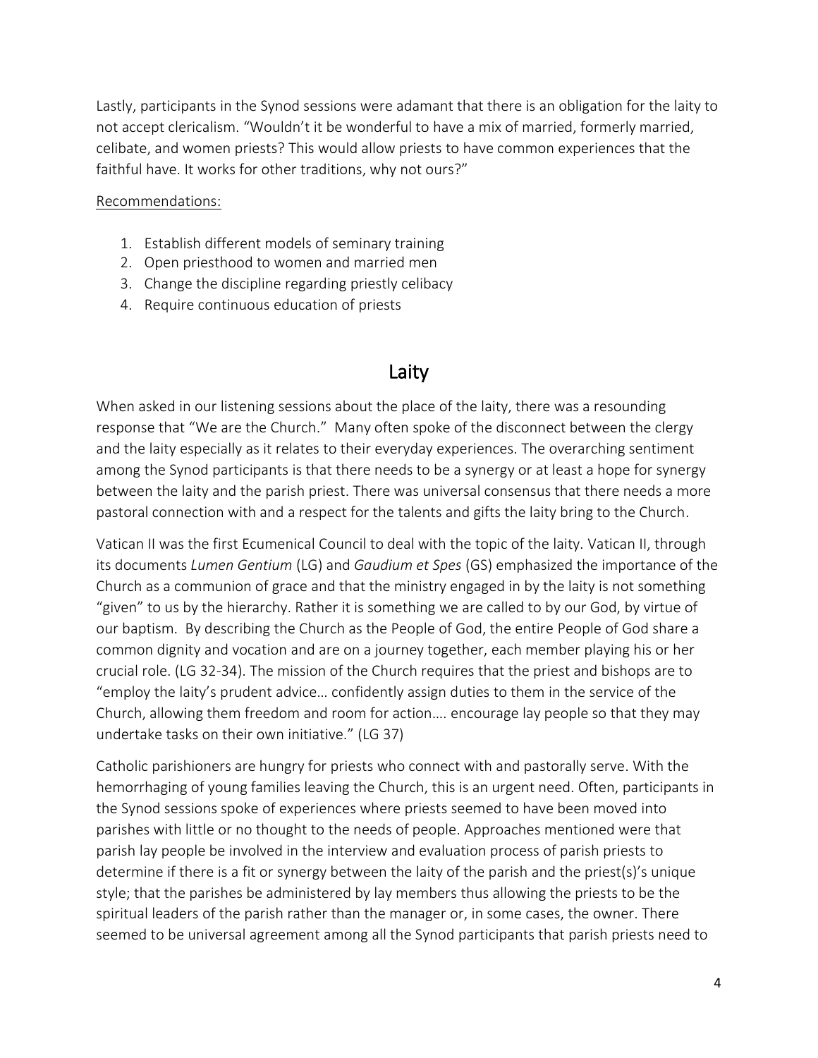Lastly, participants in the Synod sessions were adamant that there is an obligation for the laity to not accept clericalism. "Wouldn't it be wonderful to have a mix of married, formerly married, celibate, and women priests? This would allow priests to have common experiences that the faithful have. It works for other traditions, why not ours?"

Recommendations:

1. Establish different models of seminary training
2. Open priesthood to women and married men
3. Change the discipline regarding priestly celibacy
4. Require continuous education of priests

## Laity

When asked in our listening sessions about the place of the laity, there was a resounding response that "We are the Church." Many often spoke of the disconnect between the clergy and the laity especially as it relates to their everyday experiences. The overarching sentiment among the Synod participants is that there needs to be a synergy or at least a hope for synergy between the laity and the parish priest. There was universal consensus that there needs a more pastoral connection with and a respect for the talents and gifts the laity bring to the Church.

Vatican II was the first Ecumenical Council to deal with the topic of the laity. Vatican II, through its documents *Lumen Gentium* (LG) and *Gaudium et Spes* (GS) emphasized the importance of the Church as a communion of grace and that the ministry engaged in by the laity is not something "given" to us by the hierarchy. Rather it is something we are called to by our God, by virtue of our baptism. By describing the Church as the People of God, the entire People of God share a common dignity and vocation and are on a journey together, each member playing his or her crucial role. (LG 32-34). The mission of the Church requires that the priest and bishops are to "employ the laity's prudent advice… confidently assign duties to them in the service of the Church, allowing them freedom and room for action…. encourage lay people so that they may undertake tasks on their own initiative." (LG 37)

Catholic parishioners are hungry for priests who connect with and pastorally serve. With the hemorrhaging of young families leaving the Church, this is an urgent need. Often, participants in the Synod sessions spoke of experiences where priests seemed to have been moved into parishes with little or no thought to the needs of people. Approaches mentioned were that parish lay people be involved in the interview and evaluation process of parish priests to determine if there is a fit or synergy between the laity of the parish and the priest(s)'s unique style; that the parishes be administered by lay members thus allowing the priests to be the spiritual leaders of the parish rather than the manager or, in some cases, the owner. There seemed to be universal agreement among all the Synod participants that parish priests need to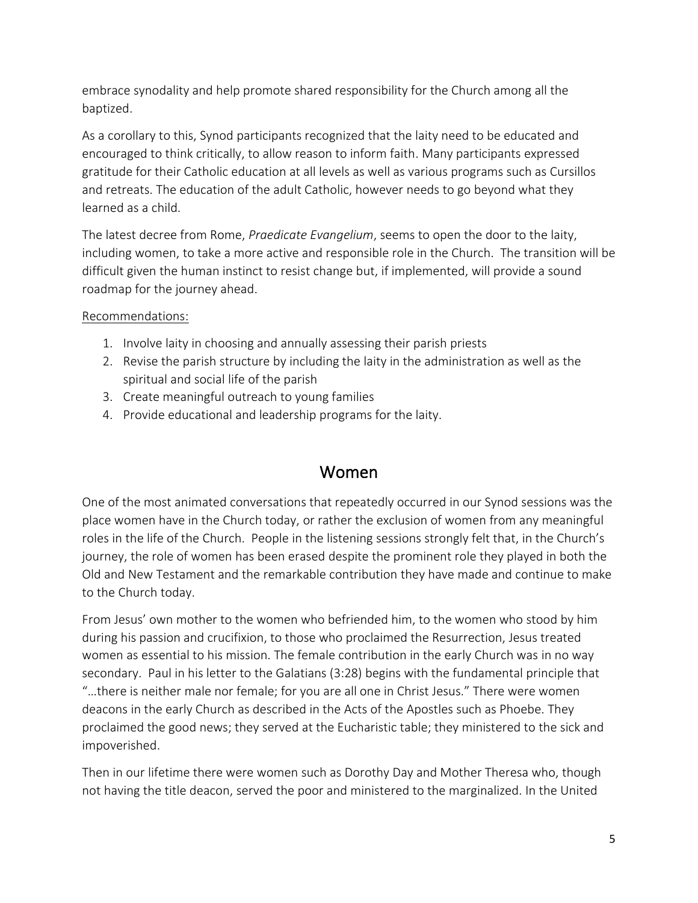embrace synodality and help promote shared responsibility for the Church among all the baptized.

As a corollary to this, Synod participants recognized that the laity need to be educated and encouraged to think critically, to allow reason to inform faith. Many participants expressed gratitude for their Catholic education at all levels as well as various programs such as Cursillos and retreats. The education of the adult Catholic, however needs to go beyond what they learned as a child.

The latest decree from Rome, *Praedicate Evangelium*, seems to open the door to the laity, including women, to take a more active and responsible role in the Church. The transition will be difficult given the human instinct to resist change but, if implemented, will provide a sound roadmap for the journey ahead.

Recommendations:

1. Involve laity in choosing and annually assessing their parish priests
2. Revise the parish structure by including the laity in the administration as well as the spiritual and social life of the parish
3. Create meaningful outreach to young families
4. Provide educational and leadership programs for the laity.

## Women

One of the most animated conversations that repeatedly occurred in our Synod sessions was the place women have in the Church today, or rather the exclusion of women from any meaningful roles in the life of the Church. People in the listening sessions strongly felt that, in the Church's journey, the role of women has been erased despite the prominent role they played in both the Old and New Testament and the remarkable contribution they have made and continue to make to the Church today.

From Jesus' own mother to the women who befriended him, to the women who stood by him during his passion and crucifixion, to those who proclaimed the Resurrection, Jesus treated women as essential to his mission. The female contribution in the early Church was in no way secondary. Paul in his letter to the Galatians (3:28) begins with the fundamental principle that "…there is neither male nor female; for you are all one in Christ Jesus." There were women deacons in the early Church as described in the Acts of the Apostles such as Phoebe. They proclaimed the good news; they served at the Eucharistic table; they ministered to the sick and impoverished.

Then in our lifetime there were women such as Dorothy Day and Mother Theresa who, though not having the title deacon, served the poor and ministered to the marginalized. In the United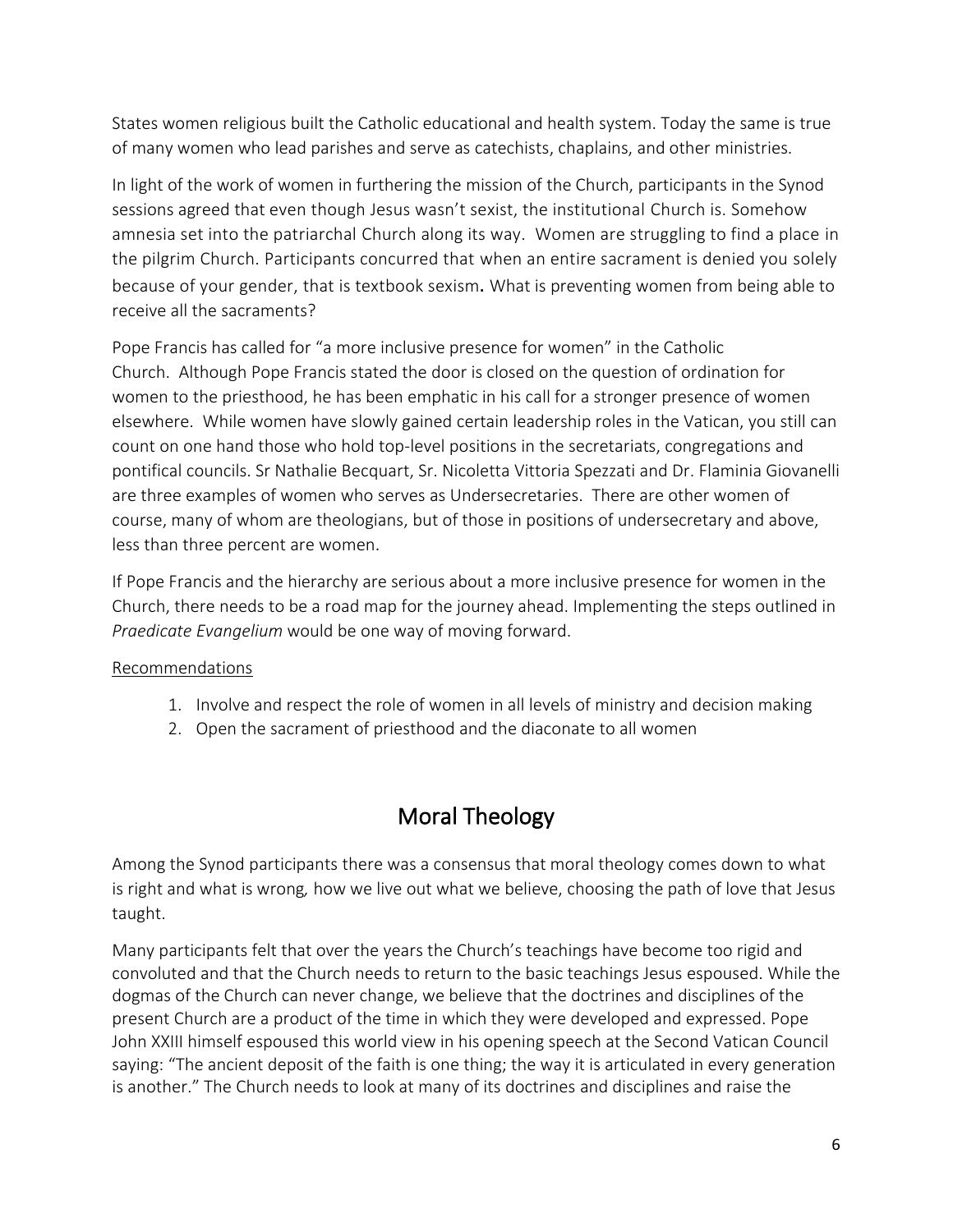States women religious built the Catholic educational and health system. Today the same is true of many women who lead parishes and serve as catechists, chaplains, and other ministries.

In light of the work of women in furthering the mission of the Church, participants in the Synod sessions agreed that even though Jesus wasn't sexist, the institutional Church is. Somehow amnesia set into the patriarchal Church along its way. Women are struggling to find a place in the pilgrim Church. Participants concurred that when an entire sacrament is denied you solely because of your gender, that is textbook sexism**.** What is preventing women from being able to receive all the sacraments?

Pope Francis has called for "a more inclusive presence for women" in the Catholic Church. Although Pope Francis stated the door is closed on the question of ordination for women to the priesthood, he has been emphatic in his call for a stronger presence of women elsewhere. While women have slowly gained certain leadership roles in the Vatican, you still can count on one hand those who hold top-level positions in the secretariats, congregations and pontifical councils. Sr Nathalie Becquart, Sr. Nicoletta Vittoria Spezzati and Dr. Flaminia Giovanelli are three examples of women who serves as Undersecretaries. There are other women of course, many of whom are theologians, but of those in positions of undersecretary and above, less than three percent are women.

If Pope Francis and the hierarchy are serious about a more inclusive presence for women in the Church, there needs to be a road map for the journey ahead. Implementing the steps outlined in *Praedicate Evangelium* would be one way of moving forward.

Recommendations

1. Involve and respect the role of women in all levels of ministry and decision making
2. Open the sacrament of priesthood and the diaconate to all women

## Moral Theology

Among the Synod participants there was a consensus that moral theology comes down to what is right and what is wrong*,* how we live out what we believe, choosing the path of love that Jesus taught.

Many participants felt that over the years the Church's teachings have become too rigid and convoluted and that the Church needs to return to the basic teachings Jesus espoused. While the dogmas of the Church can never change, we believe that the doctrines and disciplines of the present Church are a product of the time in which they were developed and expressed. Pope John XXIII himself espoused this world view in his opening speech at the Second Vatican Council saying: "The ancient deposit of the faith is one thing; the way it is articulated in every generation is another." The Church needs to look at many of its doctrines and disciplines and raise the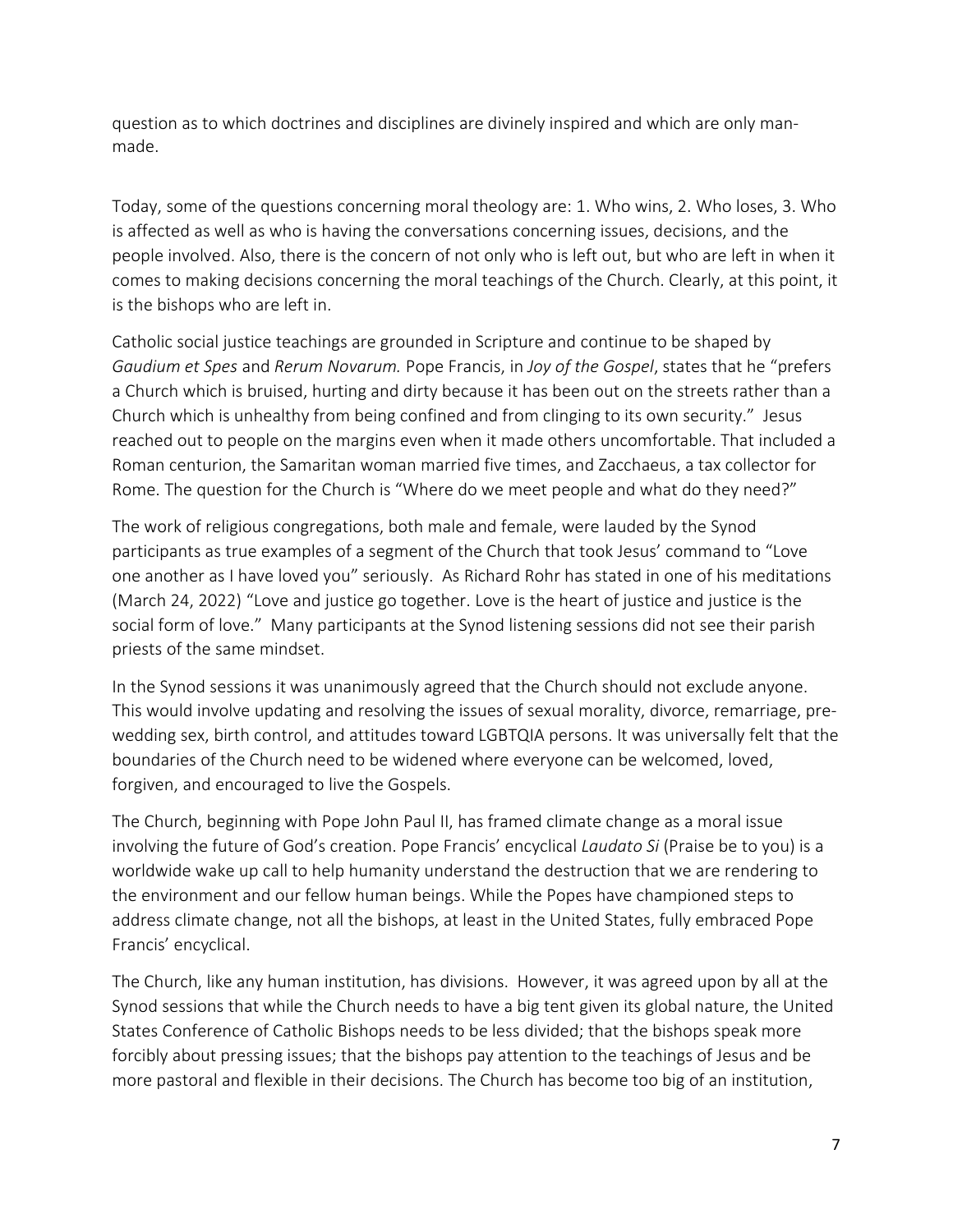question as to which doctrines and disciplines are divinely inspired and which are only man-made.

Today, some of the questions concerning moral theology are: 1. Who wins, 2. Who loses, 3. Who is affected as well as who is having the conversations concerning issues, decisions, and the people involved. Also, there is the concern of not only who is left out, but who are left in when it comes to making decisions concerning the moral teachings of the Church. Clearly, at this point, it is the bishops who are left in.

Catholic social justice teachings are grounded in Scripture and continue to be shaped by *Gaudium et Spes* and *Rerum Novarum.* Pope Francis, in *Joy of the Gospel*, states that he "prefers a Church which is bruised, hurting and dirty because it has been out on the streets rather than a Church which is unhealthy from being confined and from clinging to its own security." Jesus reached out to people on the margins even when it made others uncomfortable. That included a Roman centurion, the Samaritan woman married five times, and Zacchaeus, a tax collector for Rome. The question for the Church is "Where do we meet people and what do they need?"

The work of religious congregations, both male and female, were lauded by the Synod participants as true examples of a segment of the Church that took Jesus' command to "Love one another as I have loved you" seriously. As Richard Rohr has stated in one of his meditations (March 24, 2022) "Love and justice go together. Love is the heart of justice and justice is the social form of love." Many participants at the Synod listening sessions did not see their parish priests of the same mindset.

In the Synod sessions it was unanimously agreed that the Church should not exclude anyone. This would involve updating and resolving the issues of sexual morality, divorce, remarriage, pre-wedding sex, birth control, and attitudes toward LGBTQIA persons. It was universally felt that the boundaries of the Church need to be widened where everyone can be welcomed, loved, forgiven, and encouraged to live the Gospels.

The Church, beginning with Pope John Paul II, has framed climate change as a moral issue involving the future of God's creation. Pope Francis' encyclical *Laudato Si* (Praise be to you) is a worldwide wake up call to help humanity understand the destruction that we are rendering to the environment and our fellow human beings. While the Popes have championed steps to address climate change, not all the bishops, at least in the United States, fully embraced Pope Francis' encyclical.

The Church, like any human institution, has divisions. However, it was agreed upon by all at the Synod sessions that while the Church needs to have a big tent given its global nature, the United States Conference of Catholic Bishops needs to be less divided; that the bishops speak more forcibly about pressing issues; that the bishops pay attention to the teachings of Jesus and be more pastoral and flexible in their decisions. The Church has become too big of an institution,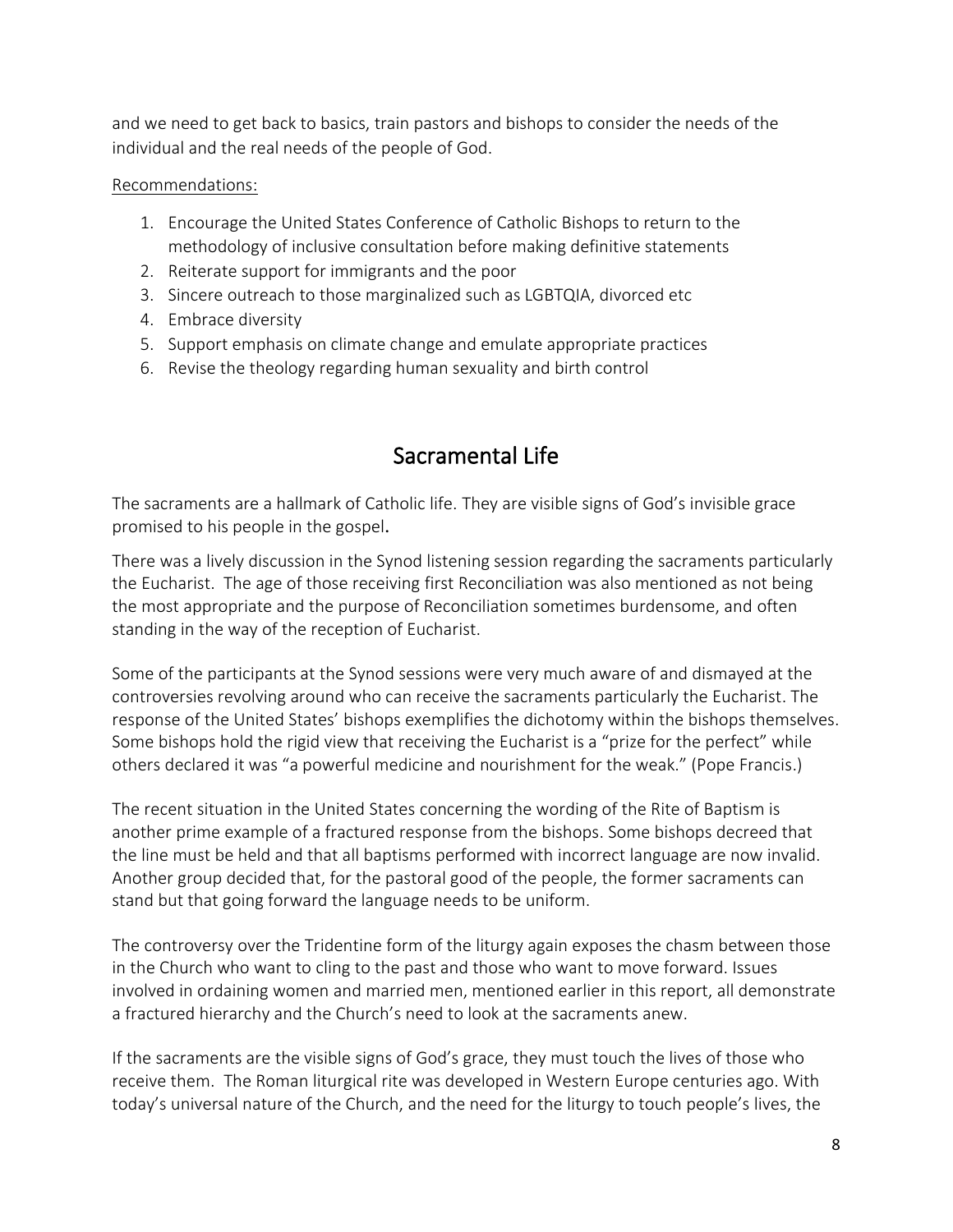and we need to get back to basics, train pastors and bishops to consider the needs of the individual and the real needs of the people of God.

Recommendations:

1. Encourage the United States Conference of Catholic Bishops to return to the methodology of inclusive consultation before making definitive statements
2. Reiterate support for immigrants and the poor
3. Sincere outreach to those marginalized such as LGBTQIA, divorced etc
4. Embrace diversity
5. Support emphasis on climate change and emulate appropriate practices
6. Revise the theology regarding human sexuality and birth control

## Sacramental Life

The sacraments are a hallmark of Catholic life. They are visible signs of God's invisible grace promised to his people in the gospel.

There was a lively discussion in the Synod listening session regarding the sacraments particularly the Eucharist. The age of those receiving first Reconciliation was also mentioned as not being the most appropriate and the purpose of Reconciliation sometimes burdensome, and often standing in the way of the reception of Eucharist.

Some of the participants at the Synod sessions were very much aware of and dismayed at the controversies revolving around who can receive the sacraments particularly the Eucharist. The response of the United States' bishops exemplifies the dichotomy within the bishops themselves. Some bishops hold the rigid view that receiving the Eucharist is a "prize for the perfect" while others declared it was "a powerful medicine and nourishment for the weak." (Pope Francis.)

The recent situation in the United States concerning the wording of the Rite of Baptism is another prime example of a fractured response from the bishops. Some bishops decreed that the line must be held and that all baptisms performed with incorrect language are now invalid. Another group decided that, for the pastoral good of the people, the former sacraments can stand but that going forward the language needs to be uniform.

The controversy over the Tridentine form of the liturgy again exposes the chasm between those in the Church who want to cling to the past and those who want to move forward. Issues involved in ordaining women and married men, mentioned earlier in this report, all demonstrate a fractured hierarchy and the Church's need to look at the sacraments anew.

If the sacraments are the visible signs of God's grace, they must touch the lives of those who receive them. The Roman liturgical rite was developed in Western Europe centuries ago. With today's universal nature of the Church, and the need for the liturgy to touch people's lives, the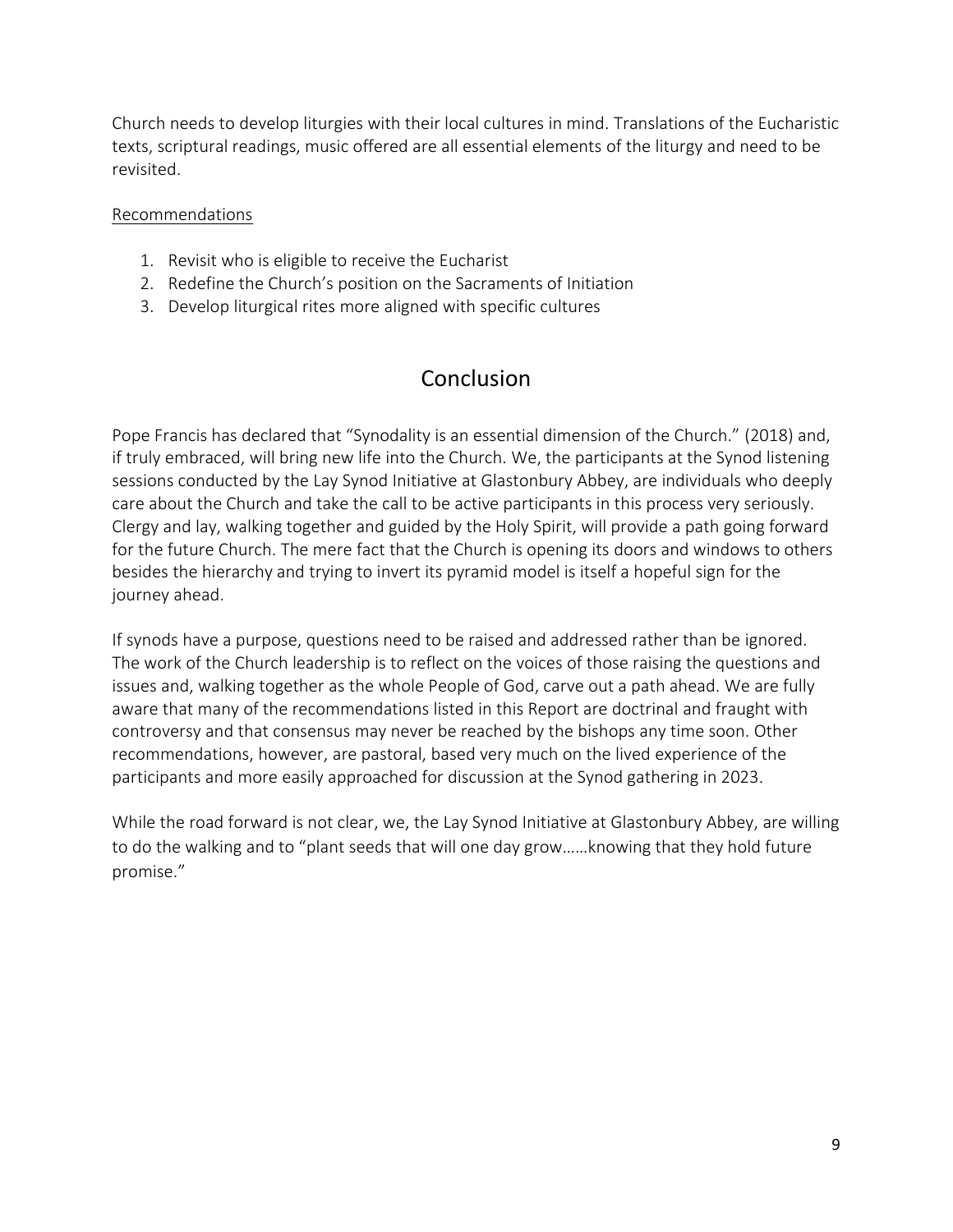Church needs to develop liturgies with their local cultures in mind. Translations of the Eucharistic texts, scriptural readings, music offered are all essential elements of the liturgy and need to be revisited.

Recommendations

1. Revisit who is eligible to receive the Eucharist
2. Redefine the Church's position on the Sacraments of Initiation
3. Develop liturgical rites more aligned with specific cultures

# Conclusion

Pope Francis has declared that "Synodality is an essential dimension of the Church." (2018) and, if truly embraced, will bring new life into the Church. We, the participants at the Synod listening sessions conducted by the Lay Synod Initiative at Glastonbury Abbey, are individuals who deeply care about the Church and take the call to be active participants in this process very seriously. Clergy and lay, walking together and guided by the Holy Spirit, will provide a path going forward for the future Church. The mere fact that the Church is opening its doors and windows to others besides the hierarchy and trying to invert its pyramid model is itself a hopeful sign for the journey ahead.

If synods have a purpose, questions need to be raised and addressed rather than be ignored. The work of the Church leadership is to reflect on the voices of those raising the questions and issues and, walking together as the whole People of God, carve out a path ahead. We are fully aware that many of the recommendations listed in this Report are doctrinal and fraught with controversy and that consensus may never be reached by the bishops any time soon. Other recommendations, however, are pastoral, based very much on the lived experience of the participants and more easily approached for discussion at the Synod gathering in 2023.

While the road forward is not clear, we, the Lay Synod Initiative at Glastonbury Abbey, are willing to do the walking and to "plant seeds that will one day grow……knowing that they hold future promise."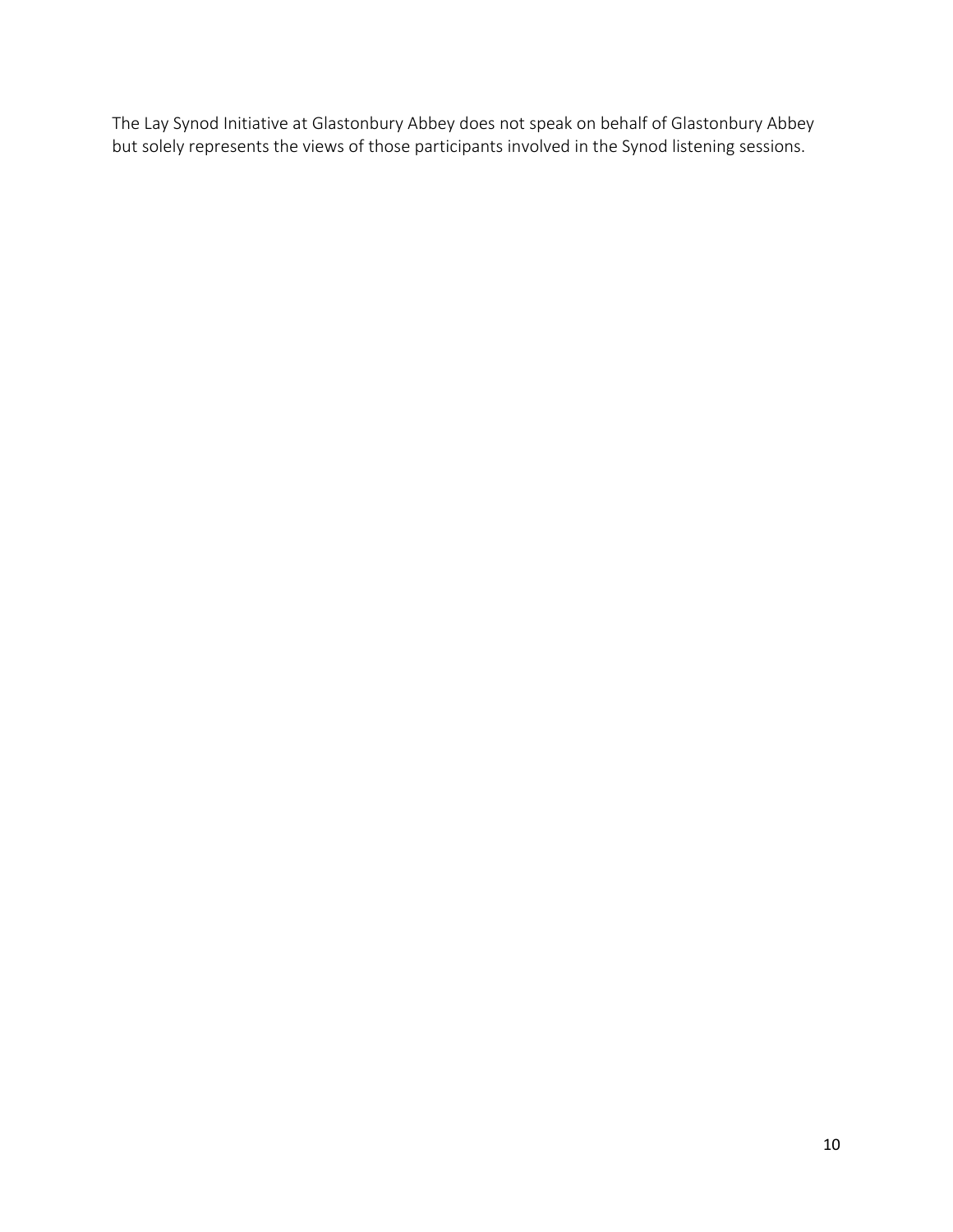The Lay Synod Initiative at Glastonbury Abbey does not speak on behalf of Glastonbury Abbey but solely represents the views of those participants involved in the Synod listening sessions.